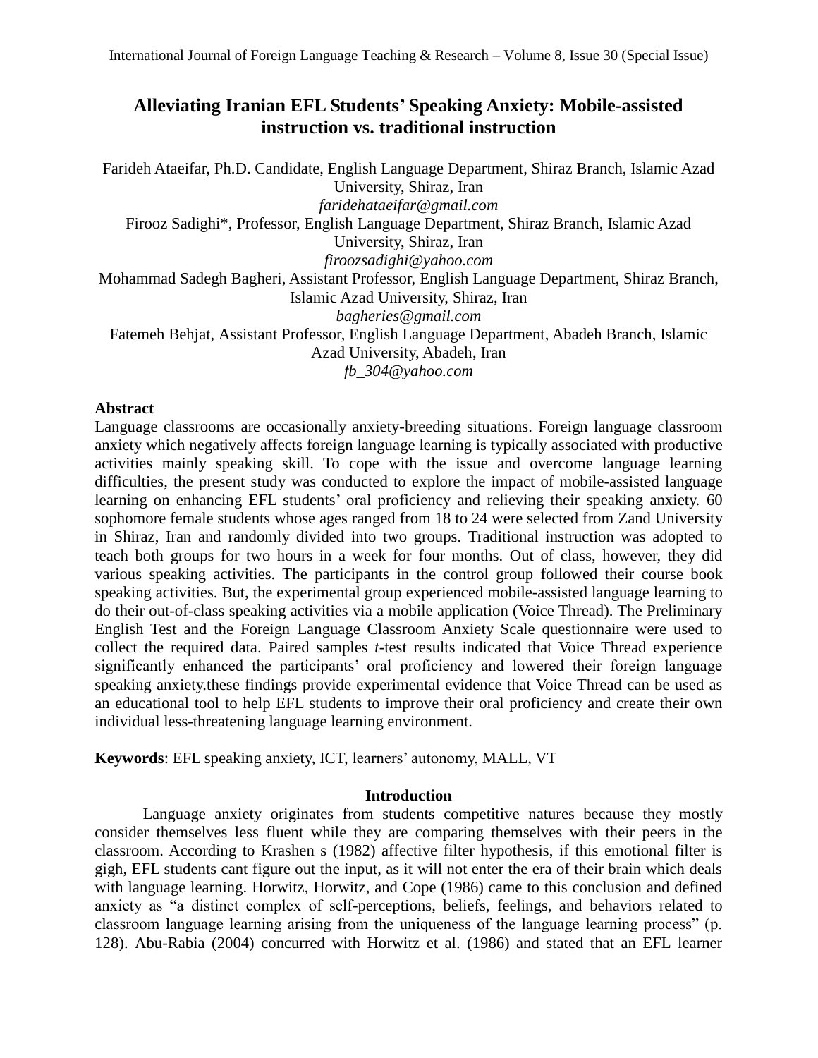# Alleviating Iranian EFL Students' Speaking Anxiety: Mobile-assisted instruction vs. traditional instruction

Farideh Ataeifar, Ph.D. Candidate, English Language Department, Shiraz Branch, Islamic Azad University, Shiraz, Iran
*faridehataeifar@gmail.com*

Firooz Sadighi*, Professor, English Language Department, Shiraz Branch, Islamic Azad University, Shiraz, Iran
*firoozsadighi@yahoo.com*

Mohammad Sadegh Bagheri, Assistant Professor, English Language Department, Shiraz Branch, Islamic Azad University, Shiraz, Iran
*bagheries@gmail.com*

Fatemeh Behjat, Assistant Professor, English Language Department, Abadeh Branch, Islamic Azad University, Abadeh, Iran
*fb_304@yahoo.com*

**Abstract**

Language classrooms are occasionally anxiety-breeding situations. Foreign language classroom anxiety which negatively affects foreign language learning is typically associated with productive activities mainly speaking skill. To cope with the issue and overcome language learning difficulties, the present study was conducted to explore the impact of mobile-assisted language learning on enhancing EFL students' oral proficiency and relieving their speaking anxiety. 60 sophomore female students whose ages ranged from 18 to 24 were selected from Zand University in Shiraz, Iran and randomly divided into two groups. Traditional instruction was adopted to teach both groups for two hours in a week for four months. Out of class, however, they did various speaking activities. The participants in the control group followed their course book speaking activities. But, the experimental group experienced mobile-assisted language learning to do their out-of-class speaking activities via a mobile application (Voice Thread). The Preliminary English Test and the Foreign Language Classroom Anxiety Scale questionnaire were used to collect the required data. Paired samples *t*-test results indicated that Voice Thread experience significantly enhanced the participants' oral proficiency and lowered their foreign language speaking anxiety.these findings provide experimental evidence that Voice Thread can be used as an educational tool to help EFL students to improve their oral proficiency and create their own individual less-threatening language learning environment.

**Keywords**: EFL speaking anxiety, ICT, learners' autonomy, MALL, VT

## Introduction

Language anxiety originates from students competitive natures because they mostly consider themselves less fluent while they are comparing themselves with their peers in the classroom. According to Krashen s (1982) affective filter hypothesis, if this emotional filter is gigh, EFL students cant figure out the input, as it will not enter the era of their brain which deals with language learning. Horwitz, Horwitz, and Cope (1986) came to this conclusion and defined anxiety as "a distinct complex of self-perceptions, beliefs, feelings, and behaviors related to classroom language learning arising from the uniqueness of the language learning process" (p. 128). Abu-Rabia (2004) concurred with Horwitz et al. (1986) and stated that an EFL learner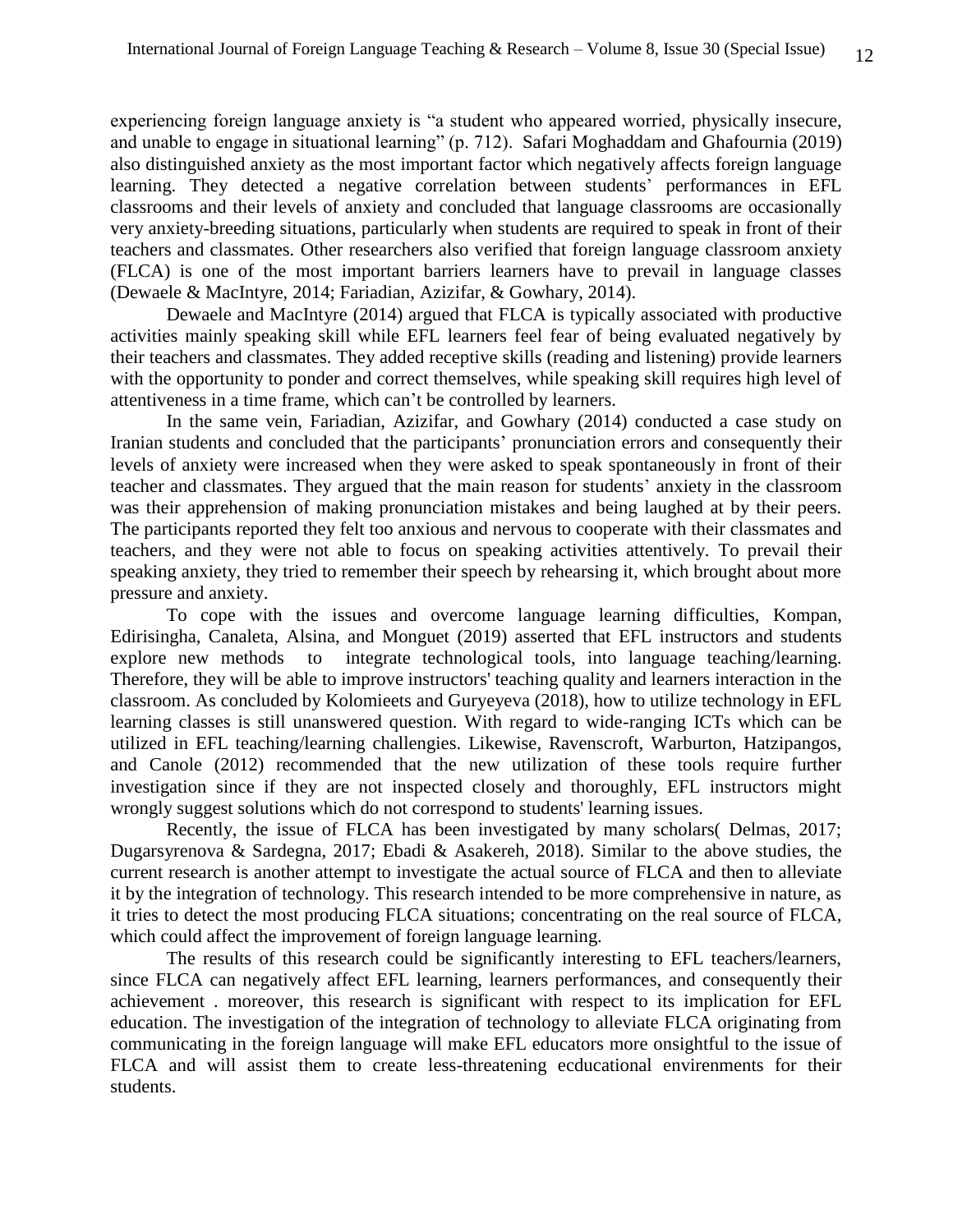experiencing foreign language anxiety is "a student who appeared worried, physically insecure, and unable to engage in situational learning" (p. 712). Safari Moghaddam and Ghafournia (2019) also distinguished anxiety as the most important factor which negatively affects foreign language learning. They detected a negative correlation between students' performances in EFL classrooms and their levels of anxiety and concluded that language classrooms are occasionally very anxiety-breeding situations, particularly when students are required to speak in front of their teachers and classmates. Other researchers also verified that foreign language classroom anxiety (FLCA) is one of the most important barriers learners have to prevail in language classes (Dewaele & MacIntyre, 2014; Fariadian, Azizifar, & Gowhary, 2014).

Dewaele and MacIntyre (2014) argued that FLCA is typically associated with productive activities mainly speaking skill while EFL learners feel fear of being evaluated negatively by their teachers and classmates. They added receptive skills (reading and listening) provide learners with the opportunity to ponder and correct themselves, while speaking skill requires high level of attentiveness in a time frame, which can't be controlled by learners.

In the same vein, Fariadian, Azizifar, and Gowhary (2014) conducted a case study on Iranian students and concluded that the participants' pronunciation errors and consequently their levels of anxiety were increased when they were asked to speak spontaneously in front of their teacher and classmates. They argued that the main reason for students' anxiety in the classroom was their apprehension of making pronunciation mistakes and being laughed at by their peers. The participants reported they felt too anxious and nervous to cooperate with their classmates and teachers, and they were not able to focus on speaking activities attentively. To prevail their speaking anxiety, they tried to remember their speech by rehearsing it, which brought about more pressure and anxiety.

To cope with the issues and overcome language learning difficulties, Kompan, Edirisingha, Canaleta, Alsina, and Monguet (2019) asserted that EFL instructors and students explore new methods to integrate technological tools, into language teaching/learning. Therefore, they will be able to improve instructors' teaching quality and learners interaction in the classroom. As concluded by Kolomieets and Guryeyeva (2018), how to utilize technology in EFL learning classes is still unanswered question. With regard to wide-ranging ICTs which can be utilized in EFL teaching/learning challengies. Likewise, Ravenscroft, Warburton, Hatzipangos, and Canole (2012) recommended that the new utilization of these tools require further investigation since if they are not inspected closely and thoroughly, EFL instructors might wrongly suggest solutions which do not correspond to students' learning issues.

Recently, the issue of FLCA has been investigated by many scholars( Delmas, 2017; Dugarsyrenova & Sardegna, 2017; Ebadi & Asakereh, 2018). Similar to the above studies, the current research is another attempt to investigate the actual source of FLCA and then to alleviate it by the integration of technology. This research intended to be more comprehensive in nature, as it tries to detect the most producing FLCA situations; concentrating on the real source of FLCA, which could affect the improvement of foreign language learning.

The results of this research could be significantly interesting to EFL teachers/learners, since FLCA can negatively affect EFL learning, learners performances, and consequently their achievement . moreover, this research is significant with respect to its implication for EFL education. The investigation of the integration of technology to alleviate FLCA originating from communicating in the foreign language will make EFL educators more onsightful to the issue of FLCA and will assist them to create less-threatening ecducational envirenments for their students.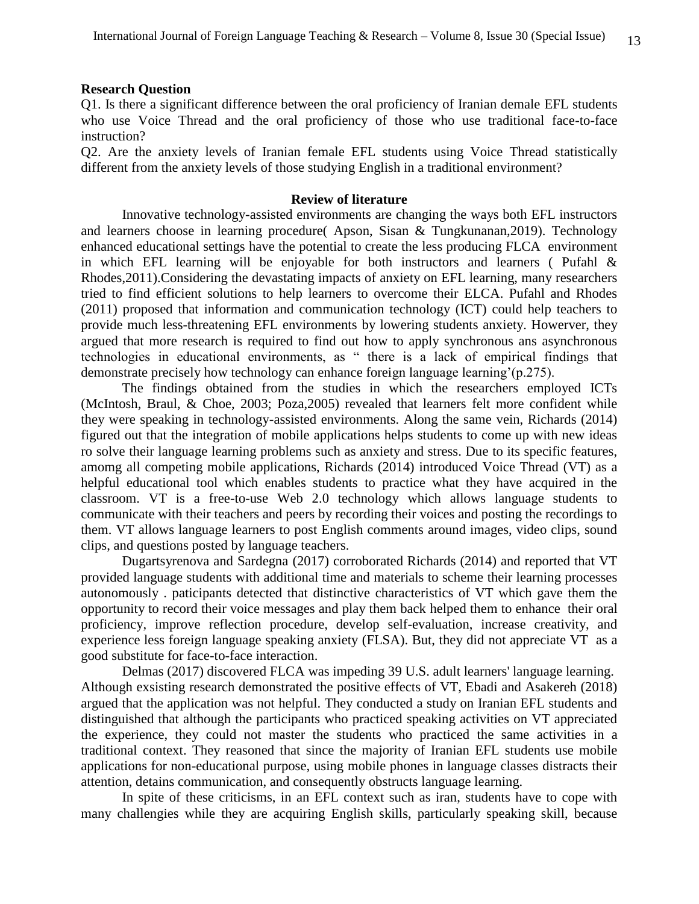**Research Question**

Q1. Is there a significant difference between the oral proficiency of Iranian demale EFL students who use Voice Thread and the oral proficiency of those who use traditional face-to-face instruction?

Q2. Are the anxiety levels of Iranian female EFL students using Voice Thread statistically different from the anxiety levels of those studying English in a traditional environment?

## Review of literature

Innovative technology-assisted environments are changing the ways both EFL instructors and learners choose in learning procedure( Apson, Sisan & Tungkunanan,2019). Technology enhanced educational settings have the potential to create the less producing FLCA environment in which EFL learning will be enjoyable for both instructors and learners ( Pufahl & Rhodes,2011).Considering the devastating impacts of anxiety on EFL learning, many researchers tried to find efficient solutions to help learners to overcome their ELCA. Pufahl and Rhodes (2011) proposed that information and communication technology (ICT) could help teachers to provide much less-threatening EFL environments by lowering students anxiety. However, they argued that more research is required to find out how to apply synchronous ans asynchronous technologies in educational environments, as " there is a lack of empirical findings that demonstrate precisely how technology can enhance foreign language learning'(p.275).

The findings obtained from the studies in which the researchers employed ICTs (McIntosh, Braul, & Choe, 2003; Poza,2005) revealed that learners felt more confident while they were speaking in technology-assisted environments. Along the same vein, Richards (2014) figured out that the integration of mobile applications helps students to come up with new ideas ro solve their language learning problems such as anxiety and stress. Due to its specific features, amomg all competing mobile applications, Richards (2014) introduced Voice Thread (VT) as a helpful educational tool which enables students to practice what they have acquired in the classroom. VT is a free-to-use Web 2.0 technology which allows language students to communicate with their teachers and peers by recording their voices and posting the recordings to them. VT allows language learners to post English comments around images, video clips, sound clips, and questions posted by language teachers.

Dugartsyrenova and Sardegna (2017) corroborated Richards (2014) and reported that VT provided language students with additional time and materials to scheme their learning processes autonomously . paticipants detected that distinctive characteristics of VT which gave them the opportunity to record their voice messages and play them back helped them to enhance their oral proficiency, improve reflection procedure, develop self-evaluation, increase creativity, and experience less foreign language speaking anxiety (FLSA). But, they did not appreciate VT as a good substitute for face-to-face interaction.

Delmas (2017) discovered FLCA was impeding 39 U.S. adult learners' language learning. Although exsisting research demonstrated the positive effects of VT, Ebadi and Asakereh (2018) argued that the application was not helpful. They conducted a study on Iranian EFL students and distinguished that although the participants who practiced speaking activities on VT appreciated the experience, they could not master the students who practiced the same activities in a traditional context. They reasoned that since the majority of Iranian EFL students use mobile applications for non-educational purpose, using mobile phones in language classes distracts their attention, detains communication, and consequently obstructs language learning.

In spite of these criticisms, in an EFL context such as iran, students have to cope with many challengies while they are acquiring English skills, particularly speaking skill, because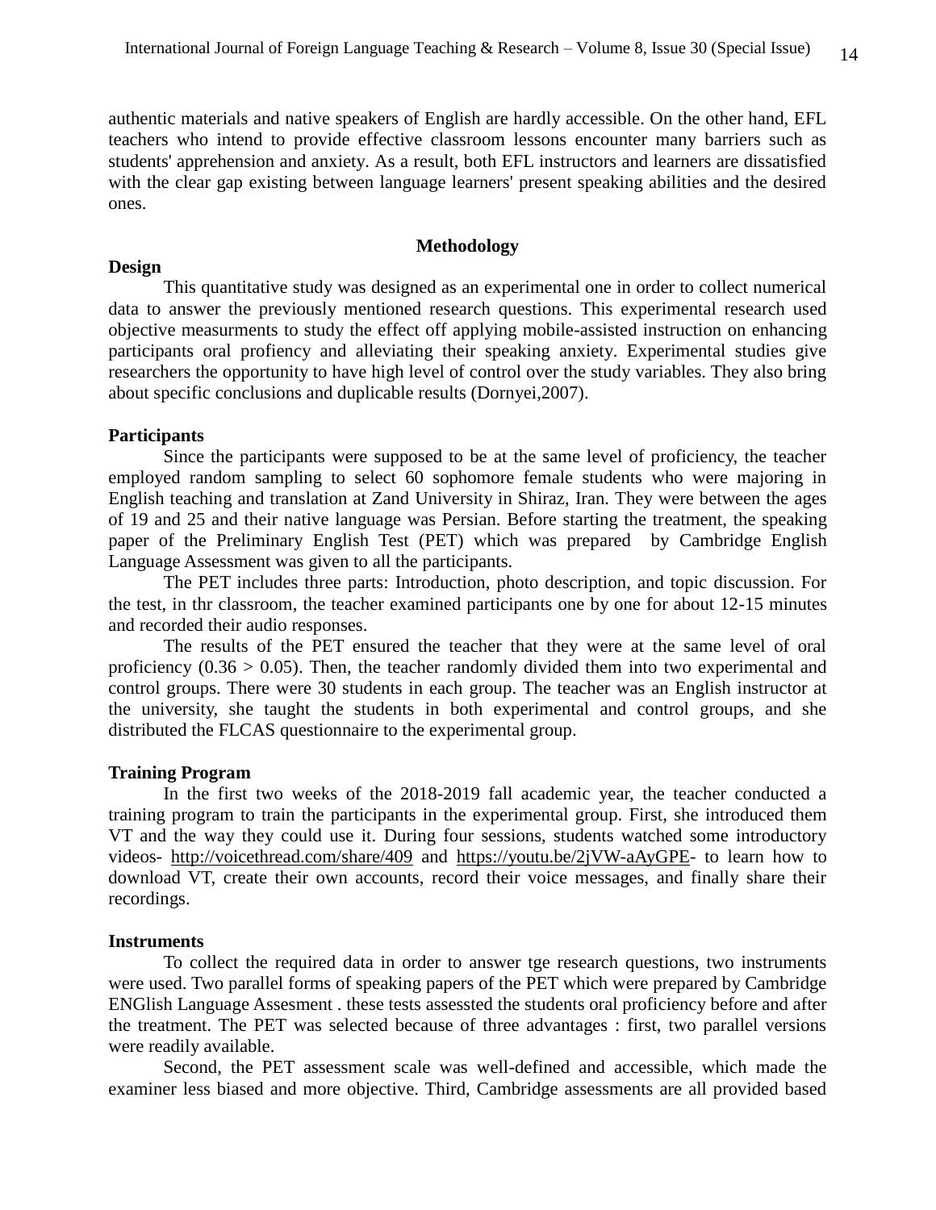authentic materials and native speakers of English are hardly accessible. On the other hand, EFL teachers who intend to provide effective classroom lessons encounter many barriers such as students' apprehension and anxiety. As a result, both EFL instructors and learners are dissatisfied with the clear gap existing between language learners' present speaking abilities and the desired ones.

## Methodology

### Design

This quantitative study was designed as an experimental one in order to collect numerical data to answer the previously mentioned research questions. This experimental research used objective measurments to study the effect off applying mobile-assisted instruction on enhancing participants oral profiency and alleviating their speaking anxiety. Experimental studies give researchers the opportunity to have high level of control over the study variables. They also bring about specific conclusions and duplicable results (Dornyei,2007).

### Participants

Since the participants were supposed to be at the same level of proficiency, the teacher employed random sampling to select 60 sophomore female students who were majoring in English teaching and translation at Zand University in Shiraz, Iran. They were between the ages of 19 and 25 and their native language was Persian. Before starting the treatment, the speaking paper of the Preliminary English Test (PET) which was prepared by Cambridge English Language Assessment was given to all the participants.

The PET includes three parts: Introduction, photo description, and topic discussion. For the test, in thr classroom, the teacher examined participants one by one for about 12-15 minutes and recorded their audio responses.

The results of the PET ensured the teacher that they were at the same level of oral proficiency ($0.36 > 0.05$). Then, the teacher randomly divided them into two experimental and control groups. There were 30 students in each group. The teacher was an English instructor at the university, she taught the students in both experimental and control groups, and she distributed the FLCAS questionnaire to the experimental group.

### Training Program

In the first two weeks of the 2018-2019 fall academic year, the teacher conducted a training program to train the participants in the experimental group. First, she introduced them VT and the way they could use it. During four sessions, students watched some introductory videos- http://voicethread.com/share/409 and https://youtu.be/2jVW-aAyGPE- to learn how to download VT, create their own accounts, record their voice messages, and finally share their recordings.

### Instruments

To collect the required data in order to answer tge research questions, two instruments were used. Two parallel forms of speaking papers of the PET which were prepared by Cambridge ENGlish Language Assesment . these tests assessted the students oral proficiency before and after the treatment. The PET was selected because of three advantages : first, two parallel versions were readily available.

Second, the PET assessment scale was well-defined and accessible, which made the examiner less biased and more objective. Third, Cambridge assessments are all provided based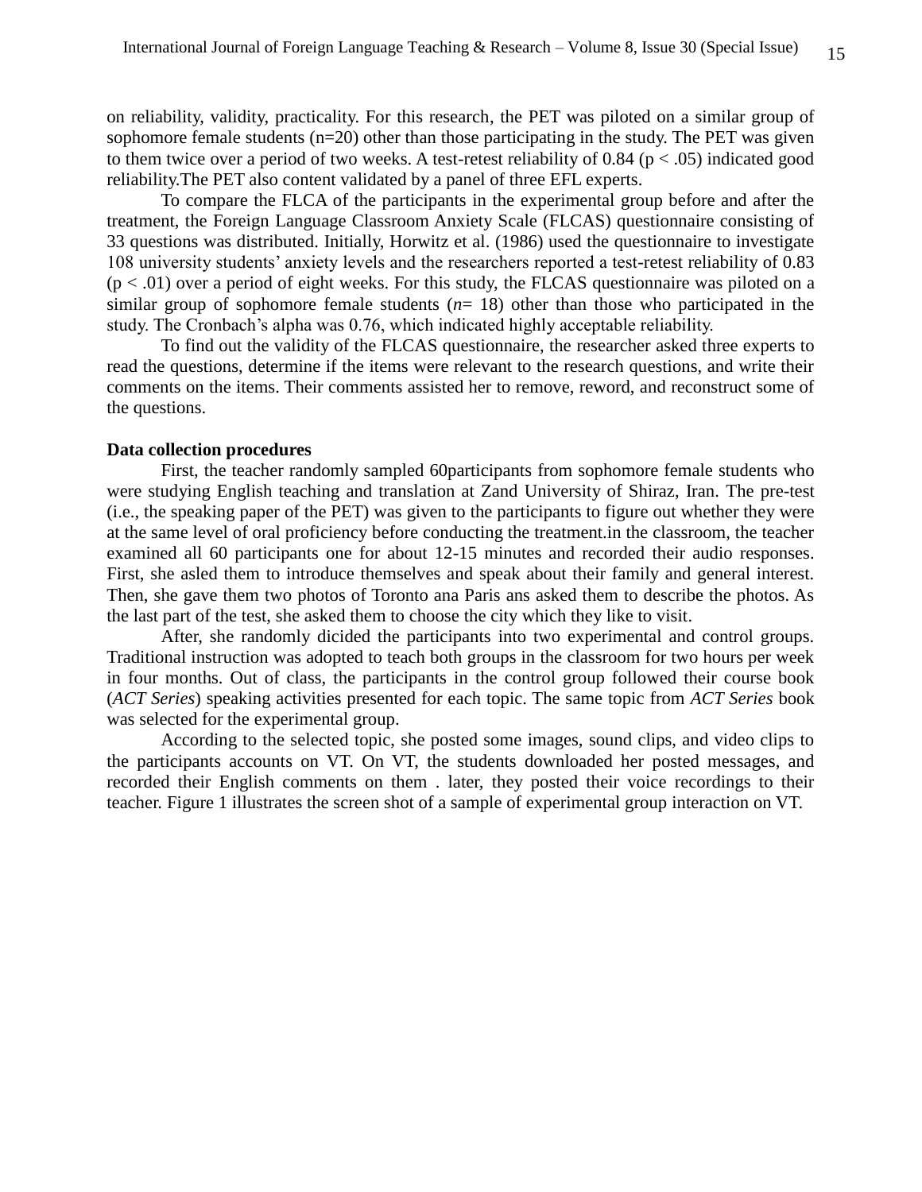on reliability, validity, practicality. For this research, the PET was piloted on a similar group of sophomore female students (n=20) other than those participating in the study. The PET was given to them twice over a period of two weeks. A test-retest reliability of 0.84 ($p < .05$) indicated good reliability.The PET also content validated by a panel of three EFL experts.

To compare the FLCA of the participants in the experimental group before and after the treatment, the Foreign Language Classroom Anxiety Scale (FLCAS) questionnaire consisting of 33 questions was distributed. Initially, Horwitz et al. (1986) used the questionnaire to investigate 108 university students' anxiety levels and the researchers reported a test-retest reliability of 0.83 ($p < .01$) over a period of eight weeks. For this study, the FLCAS questionnaire was piloted on a similar group of sophomore female students (*n*= 18) other than those who participated in the study. The Cronbach's alpha was 0.76, which indicated highly acceptable reliability.

To find out the validity of the FLCAS questionnaire, the researcher asked three experts to read the questions, determine if the items were relevant to the research questions, and write their comments on the items. Their comments assisted her to remove, reword, and reconstruct some of the questions.

**Data collection procedures**

First, the teacher randomly sampled 60participants from sophomore female students who were studying English teaching and translation at Zand University of Shiraz, Iran. The pre-test (i.e., the speaking paper of the PET) was given to the participants to figure out whether they were at the same level of oral proficiency before conducting the treatment.in the classroom, the teacher examined all 60 participants one for about 12-15 minutes and recorded their audio responses. First, she asled them to introduce themselves and speak about their family and general interest. Then, she gave them two photos of Toronto ana Paris ans asked them to describe the photos. As the last part of the test, she asked them to choose the city which they like to visit.

After, she randomly dicided the participants into two experimental and control groups. Traditional instruction was adopted to teach both groups in the classroom for two hours per week in four months. Out of class, the participants in the control group followed their course book (*ACT Series*) speaking activities presented for each topic. The same topic from *ACT Series* book was selected for the experimental group.

According to the selected topic, she posted some images, sound clips, and video clips to the participants accounts on VT. On VT, the students downloaded her posted messages, and recorded their English comments on them . later, they posted their voice recordings to their teacher. Figure 1 illustrates the screen shot of a sample of experimental group interaction on VT.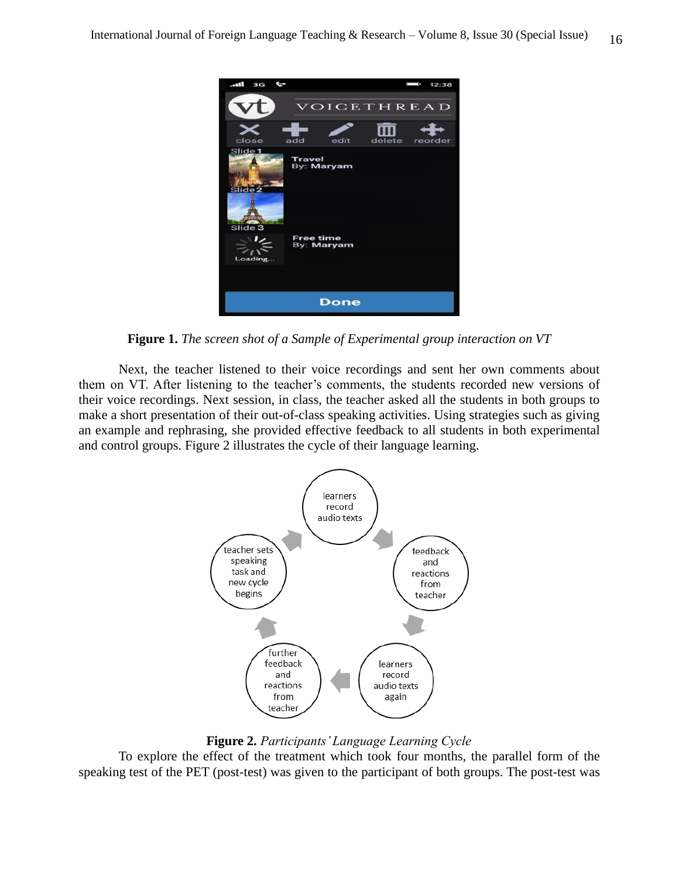**Figure 1.** *The screen shot of a Sample of Experimental group interaction on VT*

Next, the teacher listened to their voice recordings and sent her own comments about them on VT. After listening to the teacher's comments, the students recorded new versions of their voice recordings. Next session, in class, the teacher asked all the students in both groups to make a short presentation of their out-of-class speaking activities. Using strategies such as giving an example and rephrasing, she provided effective feedback to all students in both experimental and control groups. Figure 2 illustrates the cycle of their language learning.

**Figure 2.** *Participants' Language Learning Cycle*

To explore the effect of the treatment which took four months, the parallel form of the speaking test of the PET (post-test) was given to the participant of both groups. The post-test was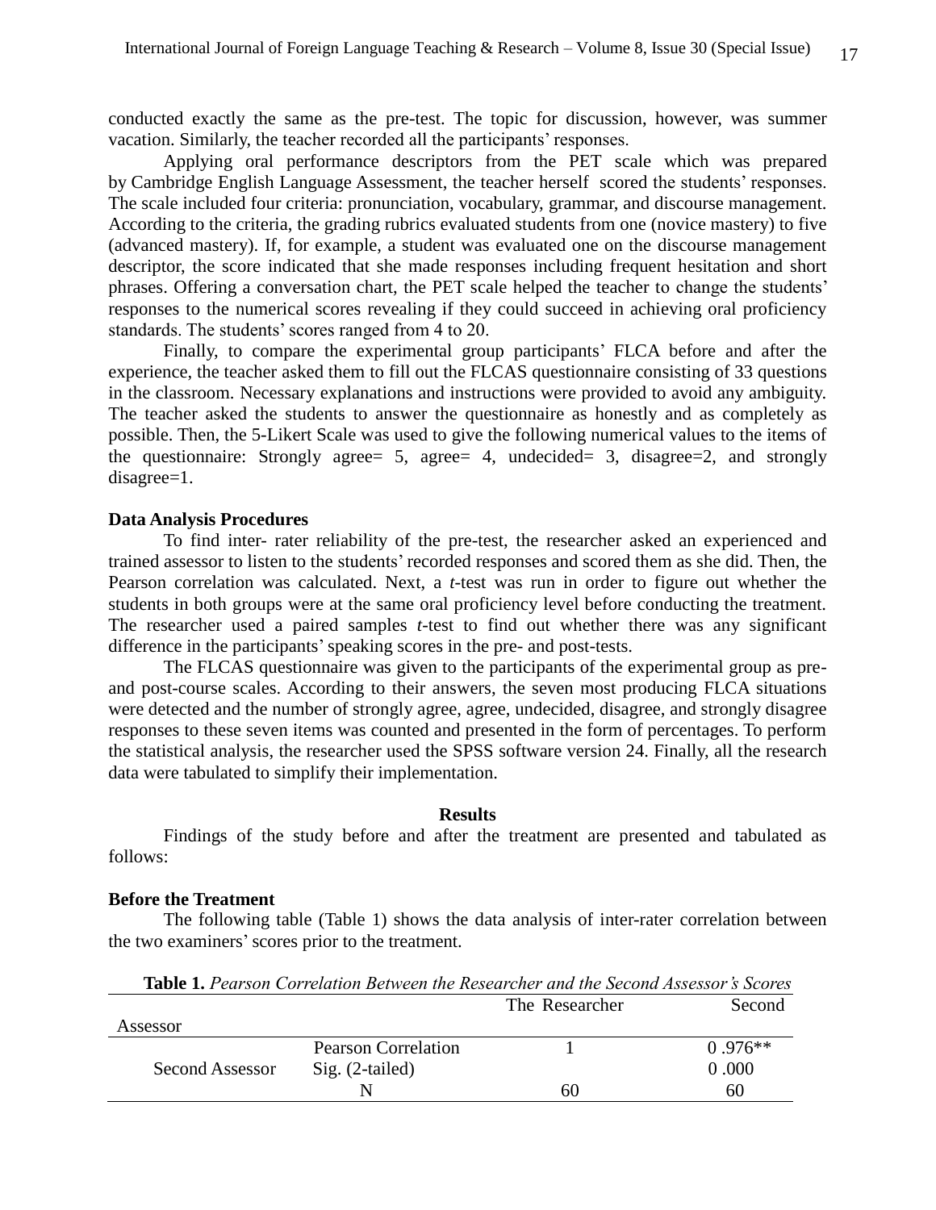conducted exactly the same as the pre-test. The topic for discussion, however, was summer vacation. Similarly, the teacher recorded all the participants' responses.

Applying oral performance descriptors from the PET scale which was prepared by Cambridge English Language Assessment, the teacher herself scored the students' responses. The scale included four criteria: pronunciation, vocabulary, grammar, and discourse management. According to the criteria, the grading rubrics evaluated students from one (novice mastery) to five (advanced mastery). If, for example, a student was evaluated one on the discourse management descriptor, the score indicated that she made responses including frequent hesitation and short phrases. Offering a conversation chart, the PET scale helped the teacher to change the students' responses to the numerical scores revealing if they could succeed in achieving oral proficiency standards. The students' scores ranged from 4 to 20.

Finally, to compare the experimental group participants' FLCA before and after the experience, the teacher asked them to fill out the FLCAS questionnaire consisting of 33 questions in the classroom. Necessary explanations and instructions were provided to avoid any ambiguity. The teacher asked the students to answer the questionnaire as honestly and as completely as possible. Then, the 5-Likert Scale was used to give the following numerical values to the items of the questionnaire: Strongly agree= 5, agree= 4, undecided= 3, disagree=2, and strongly disagree=1.

**Data Analysis Procedures**

To find inter- rater reliability of the pre-test, the researcher asked an experienced and trained assessor to listen to the students' recorded responses and scored them as she did. Then, the Pearson correlation was calculated. Next, a *t*-test was run in order to figure out whether the students in both groups were at the same oral proficiency level before conducting the treatment. The researcher used a paired samples *t*-test to find out whether there was any significant difference in the participants' speaking scores in the pre- and post-tests.

The FLCAS questionnaire was given to the participants of the experimental group as pre- and post-course scales. According to their answers, the seven most producing FLCA situations were detected and the number of strongly agree, agree, undecided, disagree, and strongly disagree responses to these seven items was counted and presented in the form of percentages. To perform the statistical analysis, the researcher used the SPSS software version 24. Finally, all the research data were tabulated to simplify their implementation.

## Results

Findings of the study before and after the treatment are presented and tabulated as follows:

**Before the Treatment**

The following table (Table 1) shows the data analysis of inter-rater correlation between the two examiners' scores prior to the treatment.

**Table 1.** *Pearson Correlation Between the Researcher and the Second Assessor's Scores*

| | | The Researcher | Second Assessor |
|---|---|---|---|
| Second Assessor | Pearson Correlation | 1 | 0 .976** |
| | Sig. (2-tailed) | | 0 .000 |
| | N | 60 | 60 |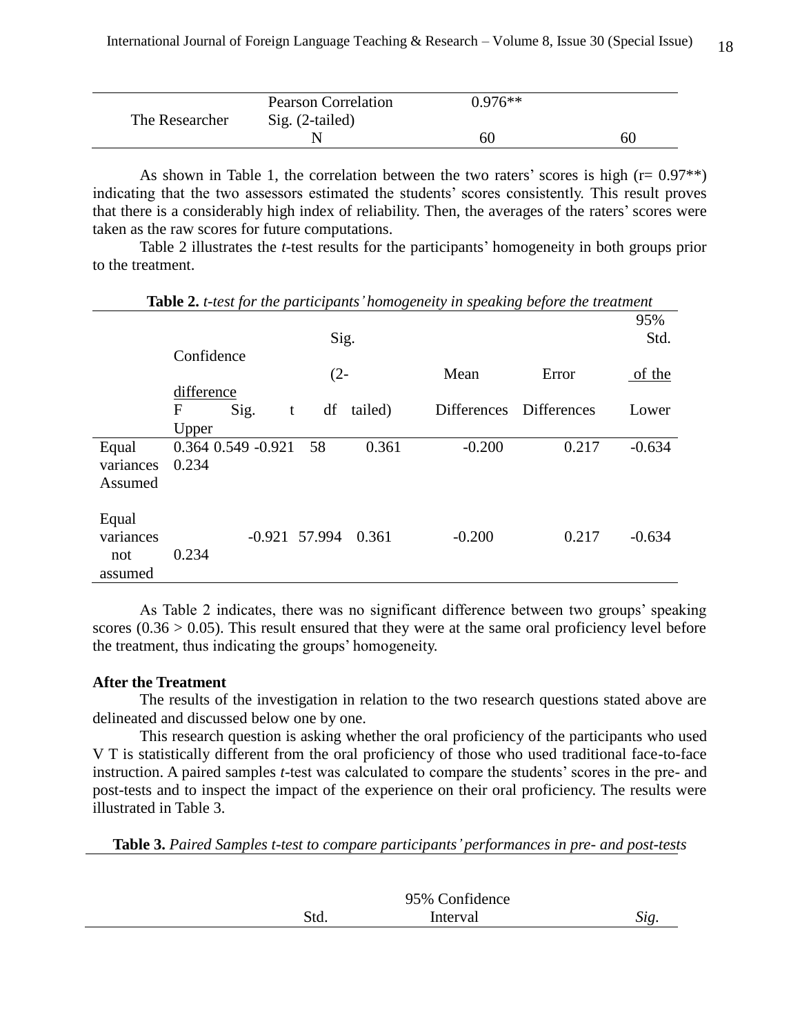| | | | |
|---|---|---|---|
| The Researcher | Pearson Correlation | 0.976** | |
| | Sig. (2-tailed) | | |
| | N | 60 | 60 |

As shown in Table 1, the correlation between the two raters' scores is high (r= 0.97**) indicating that the two assessors estimated the students' scores consistently. This result proves that there is a considerably high index of reliability. Then, the averages of the raters' scores were taken as the raw scores for future computations.

Table 2 illustrates the *t*-test results for the participants' homogeneity in both groups prior to the treatment.

**Table 2.** *t-test for the participants' homogeneity in speaking before the treatment*

| | F | Sig. | t | df | Sig. (2-tailed) | Mean Differences | Std. Error Differences | 95% Confidence of the difference Lower | Upper |
|---|---|---|---|---|---|---|---|---|---|
| Equal variances Assumed | 0.364 | 0.549 | -0.921 | 58 | 0.361 | -0.200 | 0.217 | -0.634 | 0.234 |
| Equal variances not assumed | | | -0.921 | 57.994 | 0.361 | -0.200 | 0.217 | -0.634 | 0.234 |

As Table 2 indicates, there was no significant difference between two groups' speaking scores (0.36 > 0.05). This result ensured that they were at the same oral proficiency level before the treatment, thus indicating the groups' homogeneity.

**After the Treatment**

The results of the investigation in relation to the two research questions stated above are delineated and discussed below one by one.

This research question is asking whether the oral proficiency of the participants who used V T is statistically different from the oral proficiency of those who used traditional face-to-face instruction. A paired samples *t*-test was calculated to compare the students' scores in the pre- and post-tests and to inspect the impact of the experience on their oral proficiency. The results were illustrated in Table 3.

**Table 3.** *Paired Samples t-test to compare participants' performances in pre- and post-tests*

| | Std. | 95% Confidence Interval | *Sig.* |
|---|---|---|---|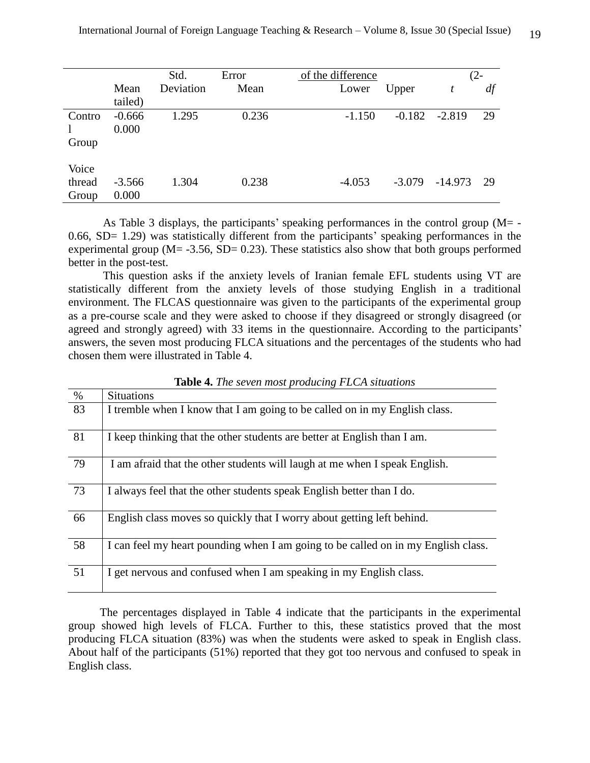| | Mean | Std. Deviation | Error Mean | of the difference Lower | Upper | $t$ | (2- $df$ tailed) |
|---|---|---|---|---|---|---|---|
| Control Group | -0.666 | 1.295 | 0.236 | -1.150 | -0.182 | -2.819 | 29 0.000 |
| Voice thread Group | -3.566 | 1.304 | 0.238 | -4.053 | -3.079 | -14.973 | 29 0.000 |

As Table 3 displays, the participants' speaking performances in the control group (M= -0.66, SD= 1.29) was statistically different from the participants' speaking performances in the experimental group (M= -3.56, SD= 0.23). These statistics also show that both groups performed better in the post-test.

This question asks if the anxiety levels of Iranian female EFL students using VT are statistically different from the anxiety levels of those studying English in a traditional environment. The FLCAS questionnaire was given to the participants of the experimental group as a pre-course scale and they were asked to choose if they disagreed or strongly disagreed (or agreed and strongly agreed) with 33 items in the questionnaire. According to the participants' answers, the seven most producing FLCA situations and the percentages of the students who had chosen them were illustrated in Table 4.

**Table 4.** *The seven most producing FLCA situations*

| % | Situations |
|---|---|
| 83 | I tremble when I know that I am going to be called on in my English class. |
| 81 | I keep thinking that the other students are better at English than I am. |
| 79 | I am afraid that the other students will laugh at me when I speak English. |
| 73 | I always feel that the other students speak English better than I do. |
| 66 | English class moves so quickly that I worry about getting left behind. |
| 58 | I can feel my heart pounding when I am going to be called on in my English class. |
| 51 | I get nervous and confused when I am speaking in my English class. |

The percentages displayed in Table 4 indicate that the participants in the experimental group showed high levels of FLCA. Further to this, these statistics proved that the most producing FLCA situation (83%) was when the students were asked to speak in English class. About half of the participants (51%) reported that they got too nervous and confused to speak in English class.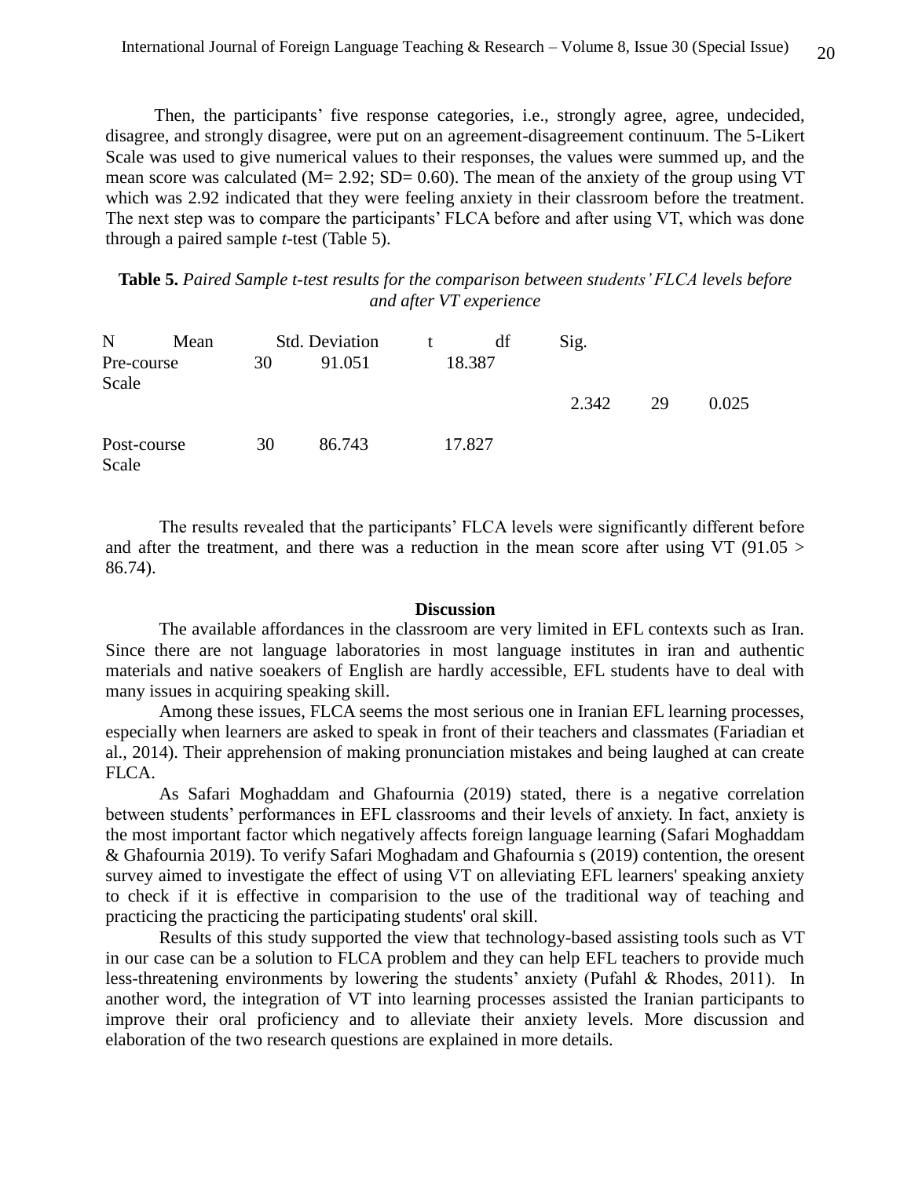Then, the participants' five response categories, i.e., strongly agree, agree, undecided, disagree, and strongly disagree, were put on an agreement-disagreement continuum. The 5-Likert Scale was used to give numerical values to their responses, the values were summed up, and the mean score was calculated (M= 2.92; SD= 0.60). The mean of the anxiety of the group using VT which was 2.92 indicated that they were feeling anxiety in their classroom before the treatment. The next step was to compare the participants' FLCA before and after using VT, which was done through a paired sample *t*-test (Table 5).

**Table 5.** *Paired Sample t-test results for the comparison between students' FLCA levels before and after VT experience*

| | N | Mean | Std. Deviation | t | df | Sig. |
|---|---|---|---|---|---|---|
| Pre-course Scale | 30 | 91.051 | 18.387 | 2.342 | 29 | 0.025 |
| Post-course Scale | 30 | 86.743 | 17.827 | | | |

The results revealed that the participants' FLCA levels were significantly different before and after the treatment, and there was a reduction in the mean score after using VT (91.05 > 86.74).

## Discussion

The available affordances in the classroom are very limited in EFL contexts such as Iran. Since there are not language laboratories in most language institutes in iran and authentic materials and native soeakers of English are hardly accessible, EFL students have to deal with many issues in acquiring speaking skill.

Among these issues, FLCA seems the most serious one in Iranian EFL learning processes, especially when learners are asked to speak in front of their teachers and classmates (Fariadian et al., 2014). Their apprehension of making pronunciation mistakes and being laughed at can create FLCA.

As Safari Moghaddam and Ghafournia (2019) stated, there is a negative correlation between students' performances in EFL classrooms and their levels of anxiety. In fact, anxiety is the most important factor which negatively affects foreign language learning (Safari Moghaddam & Ghafournia 2019). To verify Safari Moghadam and Ghafournia s (2019) contention, the oresent survey aimed to investigate the effect of using VT on alleviating EFL learners' speaking anxiety to check if it is effective in comparision to the use of the traditional way of teaching and practicing the practicing the participating students' oral skill.

Results of this study supported the view that technology-based assisting tools such as VT in our case can be a solution to FLCA problem and they can help EFL teachers to provide much less-threatening environments by lowering the students' anxiety (Pufahl & Rhodes, 2011). In another word, the integration of VT into learning processes assisted the Iranian participants to improve their oral proficiency and to alleviate their anxiety levels. More discussion and elaboration of the two research questions are explained in more details.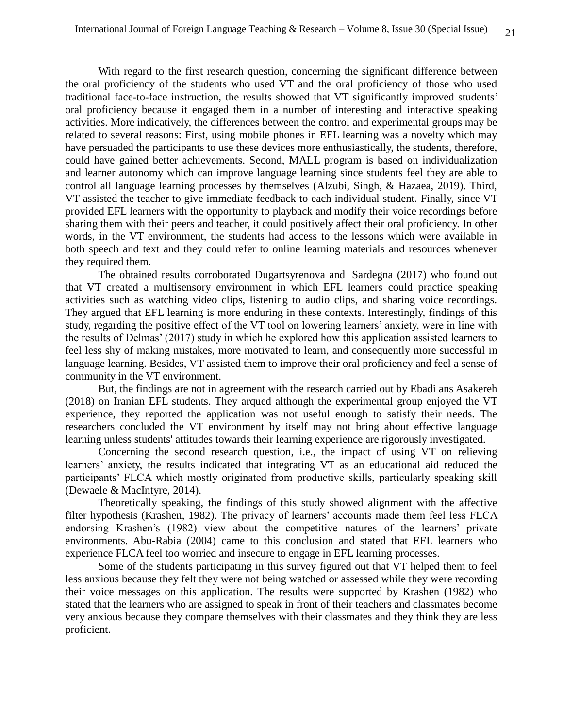With regard to the first research question, concerning the significant difference between the oral proficiency of the students who used VT and the oral proficiency of those who used traditional face-to-face instruction, the results showed that VT significantly improved students' oral proficiency because it engaged them in a number of interesting and interactive speaking activities. More indicatively, the differences between the control and experimental groups may be related to several reasons: First, using mobile phones in EFL learning was a novelty which may have persuaded the participants to use these devices more enthusiastically, the students, therefore, could have gained better achievements. Second, MALL program is based on individualization and learner autonomy which can improve language learning since students feel they are able to control all language learning processes by themselves (Alzubi, Singh, & Hazaea, 2019). Third, VT assisted the teacher to give immediate feedback to each individual student. Finally, since VT provided EFL learners with the opportunity to playback and modify their voice recordings before sharing them with their peers and teacher, it could positively affect their oral proficiency. In other words, in the VT environment, the students had access to the lessons which were available in both speech and text and they could refer to online learning materials and resources whenever they required them.

The obtained results corroborated Dugartsyrenova and Sardegna (2017) who found out that VT created a multisensory environment in which EFL learners could practice speaking activities such as watching video clips, listening to audio clips, and sharing voice recordings. They argued that EFL learning is more enduring in these contexts. Interestingly, findings of this study, regarding the positive effect of the VT tool on lowering learners' anxiety, were in line with the results of Delmas' (2017) study in which he explored how this application assisted learners to feel less shy of making mistakes, more motivated to learn, and consequently more successful in language learning. Besides, VT assisted them to improve their oral proficiency and feel a sense of community in the VT environment.

But, the findings are not in agreement with the research carried out by Ebadi ans Asakereh (2018) on Iranian EFL students. They arqued although the experimental group enjoyed the VT experience, they reported the application was not useful enough to satisfy their needs. The researchers concluded the VT environment by itself may not bring about effective language learning unless students' attitudes towards their learning experience are rigorously investigated.

Concerning the second research question, i.e., the impact of using VT on relieving learners' anxiety, the results indicated that integrating VT as an educational aid reduced the participants' FLCA which mostly originated from productive skills, particularly speaking skill (Dewaele & MacIntyre, 2014).

Theoretically speaking, the findings of this study showed alignment with the affective filter hypothesis (Krashen, 1982). The privacy of learners' accounts made them feel less FLCA endorsing Krashen's (1982) view about the competitive natures of the learners' private environments. Abu-Rabia (2004) came to this conclusion and stated that EFL learners who experience FLCA feel too worried and insecure to engage in EFL learning processes.

Some of the students participating in this survey figured out that VT helped them to feel less anxious because they felt they were not being watched or assessed while they were recording their voice messages on this application. The results were supported by Krashen (1982) who stated that the learners who are assigned to speak in front of their teachers and classmates become very anxious because they compare themselves with their classmates and they think they are less proficient.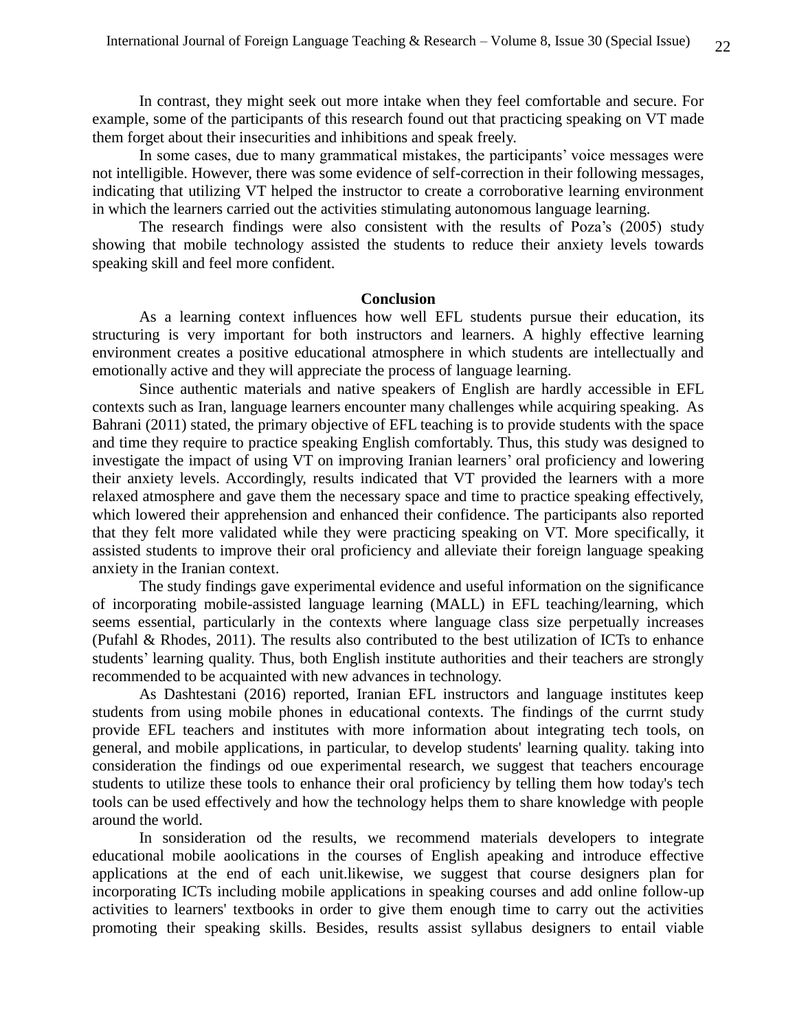In contrast, they might seek out more intake when they feel comfortable and secure. For example, some of the participants of this research found out that practicing speaking on VT made them forget about their insecurities and inhibitions and speak freely.

In some cases, due to many grammatical mistakes, the participants' voice messages were not intelligible. However, there was some evidence of self-correction in their following messages, indicating that utilizing VT helped the instructor to create a corroborative learning environment in which the learners carried out the activities stimulating autonomous language learning.

The research findings were also consistent with the results of Poza's (2005) study showing that mobile technology assisted the students to reduce their anxiety levels towards speaking skill and feel more confident.

## Conclusion

As a learning context influences how well EFL students pursue their education, its structuring is very important for both instructors and learners. A highly effective learning environment creates a positive educational atmosphere in which students are intellectually and emotionally active and they will appreciate the process of language learning.

Since authentic materials and native speakers of English are hardly accessible in EFL contexts such as Iran, language learners encounter many challenges while acquiring speaking. As Bahrani (2011) stated, the primary objective of EFL teaching is to provide students with the space and time they require to practice speaking English comfortably. Thus, this study was designed to investigate the impact of using VT on improving Iranian learners' oral proficiency and lowering their anxiety levels. Accordingly, results indicated that VT provided the learners with a more relaxed atmosphere and gave them the necessary space and time to practice speaking effectively, which lowered their apprehension and enhanced their confidence. The participants also reported that they felt more validated while they were practicing speaking on VT. More specifically, it assisted students to improve their oral proficiency and alleviate their foreign language speaking anxiety in the Iranian context.

The study findings gave experimental evidence and useful information on the significance of incorporating mobile-assisted language learning (MALL) in EFL teaching/learning, which seems essential, particularly in the contexts where language class size perpetually increases (Pufahl & Rhodes, 2011). The results also contributed to the best utilization of ICTs to enhance students' learning quality. Thus, both English institute authorities and their teachers are strongly recommended to be acquainted with new advances in technology.

As Dashtestani (2016) reported, Iranian EFL instructors and language institutes keep students from using mobile phones in educational contexts. The findings of the currnt study provide EFL teachers and institutes with more information about integrating tech tools, on general, and mobile applications, in particular, to develop students' learning quality. taking into consideration the findings od oue experimental research, we suggest that teachers encourage students to utilize these tools to enhance their oral proficiency by telling them how today's tech tools can be used effectively and how the technology helps them to share knowledge with people around the world.

In sonsideration od the results, we recommend materials developers to integrate educational mobile aoolications in the courses of English apeaking and introduce effective applications at the end of each unit.likewise, we suggest that course designers plan for incorporating ICTs including mobile applications in speaking courses and add online follow-up activities to learners' textbooks in order to give them enough time to carry out the activities promoting their speaking skills. Besides, results assist syllabus designers to entail viable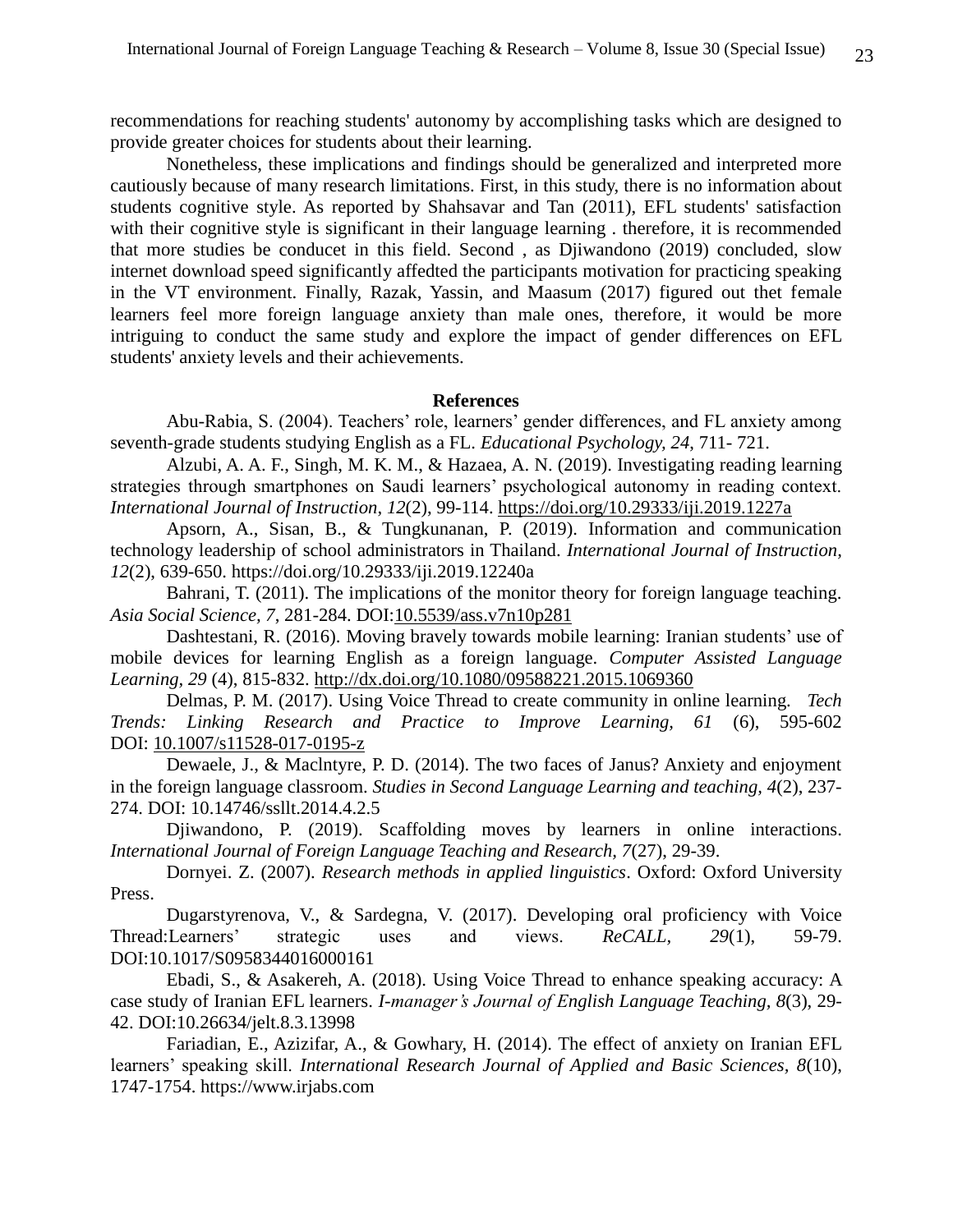recommendations for reaching students' autonomy by accomplishing tasks which are designed to provide greater choices for students about their learning.

Nonetheless, these implications and findings should be generalized and interpreted more cautiously because of many research limitations. First, in this study, there is no information about students cognitive style. As reported by Shahsavar and Tan (2011), EFL students' satisfaction with their cognitive style is significant in their language learning . therefore, it is recommended that more studies be conducet in this field. Second , as Djiwandono (2019) concluded, slow internet download speed significantly affedted the participants motivation for practicing speaking in the VT environment. Finally, Razak, Yassin, and Maasum (2017) figured out thet female learners feel more foreign language anxiety than male ones, therefore, it would be more intriguing to conduct the same study and explore the impact of gender differences on EFL students' anxiety levels and their achievements.

## References

Abu-Rabia, S. (2004). Teachers' role, learners' gender differences, and FL anxiety among seventh-grade students studying English as a FL. *Educational Psychology, 24*, 711- 721.

Alzubi, A. A. F., Singh, M. K. M., & Hazaea, A. N. (2019). Investigating reading learning strategies through smartphones on Saudi learners' psychological autonomy in reading context. *International Journal of Instruction, 12*(2), 99-114. https://doi.org/10.29333/iji.2019.1227a

Apsorn, A., Sisan, B., & Tungkunanan, P. (2019). Information and communication technology leadership of school administrators in Thailand. *International Journal of Instruction, 12*(2), 639-650. https://doi.org/10.29333/iji.2019.12240a

Bahrani, T. (2011). The implications of the monitor theory for foreign language teaching. *Asia Social Science, 7*, 281-284. DOI:10.5539/ass.v7n10p281

Dashtestani, R. (2016). Moving bravely towards mobile learning: Iranian students' use of mobile devices for learning English as a foreign language. *Computer Assisted Language Learning, 29* (4), 815-832. http://dx.doi.org/10.1080/09588221.2015.1069360

Delmas, P. M. (2017). Using Voice Thread to create community in online learning. *Tech Trends: Linking Research and Practice to Improve Learning, 61* (6), 595-602 DOI: 10.1007/s11528-017-0195-z

Dewaele, J., & Maclntyre, P. D. (2014). The two faces of Janus? Anxiety and enjoyment in the foreign language classroom. *Studies in Second Language Learning and teaching, 4*(2), 237-274. DOI: 10.14746/ssllt.2014.4.2.5

Djiwandono, P. (2019). Scaffolding moves by learners in online interactions. *International Journal of Foreign Language Teaching and Research, 7*(27), 29-39.

Dornyei. Z. (2007). *Research methods in applied linguistics*. Oxford: Oxford University Press.

Dugarstyrenova, V., & Sardegna, V. (2017). Developing oral proficiency with Voice Thread:Learners' strategic uses and views. *ReCALL, 29*(1), 59-79. DOI:10.1017/S0958344016000161

Ebadi, S., & Asakereh, A. (2018). Using Voice Thread to enhance speaking accuracy: A case study of Iranian EFL learners. *I-manager's Journal of English Language Teaching, 8*(3), 29-42. DOI:10.26634/jelt.8.3.13998

Fariadian, E., Azizifar, A., & Gowhary, H. (2014). The effect of anxiety on Iranian EFL learners' speaking skill. *International Research Journal of Applied and Basic Sciences, 8*(10), 1747-1754. https://www.irjabs.com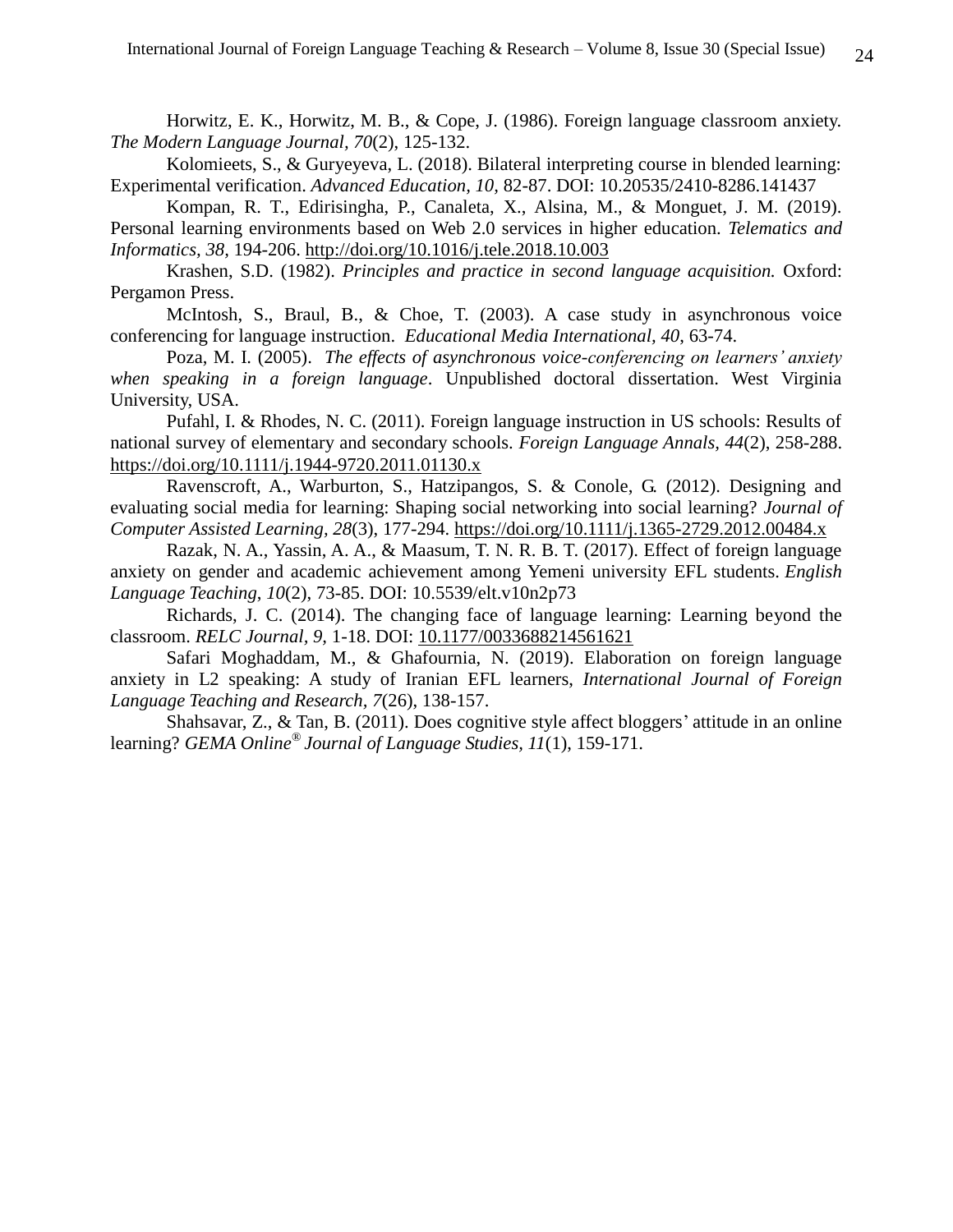Horwitz, E. K., Horwitz, M. B., & Cope, J. (1986). Foreign language classroom anxiety. *The Modern Language Journal, 70*(2), 125-132.

Kolomieets, S., & Guryeyeva, L. (2018). Bilateral interpreting course in blended learning: Experimental verification. *Advanced Education, 10,* 82-87. DOI: 10.20535/2410-8286.141437

Kompan, R. T., Edirisingha, P., Canaleta, X., Alsina, M., & Monguet, J. M. (2019). Personal learning environments based on Web 2.0 services in higher education. *Telematics and Informatics, 38,* 194-206. http://doi.org/10.1016/j.tele.2018.10.003

Krashen, S.D. (1982). *Principles and practice in second language acquisition.* Oxford: Pergamon Press.

McIntosh, S., Braul, B., & Choe, T. (2003). A case study in asynchronous voice conferencing for language instruction. *Educational Media International, 40*, 63-74.

Poza, M. I. (2005). *The effects of asynchronous voice-conferencing on learners' anxiety when speaking in a foreign language*. Unpublished doctoral dissertation. West Virginia University, USA.

Pufahl, I. & Rhodes, N. C. (2011). Foreign language instruction in US schools: Results of national survey of elementary and secondary schools. *Foreign Language Annals, 44*(2), 258-288. https://doi.org/10.1111/j.1944-9720.2011.01130.x

Ravenscroft, A., Warburton, S., Hatzipangos, S. & Conole, G. (2012). Designing and evaluating social media for learning: Shaping social networking into social learning? *Journal of Computer Assisted Learning, 28*(3), 177-294. https://doi.org/10.1111/j.1365-2729.2012.00484.x

Razak, N. A., Yassin, A. A., & Maasum, T. N. R. B. T. (2017). Effect of foreign language anxiety on gender and academic achievement among Yemeni university EFL students. *English Language Teaching, 10*(2), 73-85. DOI: 10.5539/elt.v10n2p73

Richards, J. C. (2014). The changing face of language learning: Learning beyond the classroom. *RELC Journal, 9*, 1-18. DOI: 10.1177/0033688214561621

Safari Moghaddam, M., & Ghafournia, N. (2019). Elaboration on foreign language anxiety in L2 speaking: A study of Iranian EFL learners, *International Journal of Foreign Language Teaching and Research, 7*(26), 138-157.

Shahsavar, Z., & Tan, B. (2011). Does cognitive style affect bloggers' attitude in an online learning? *GEMA Online® Journal of Language Studies, 11*(1), 159-171.